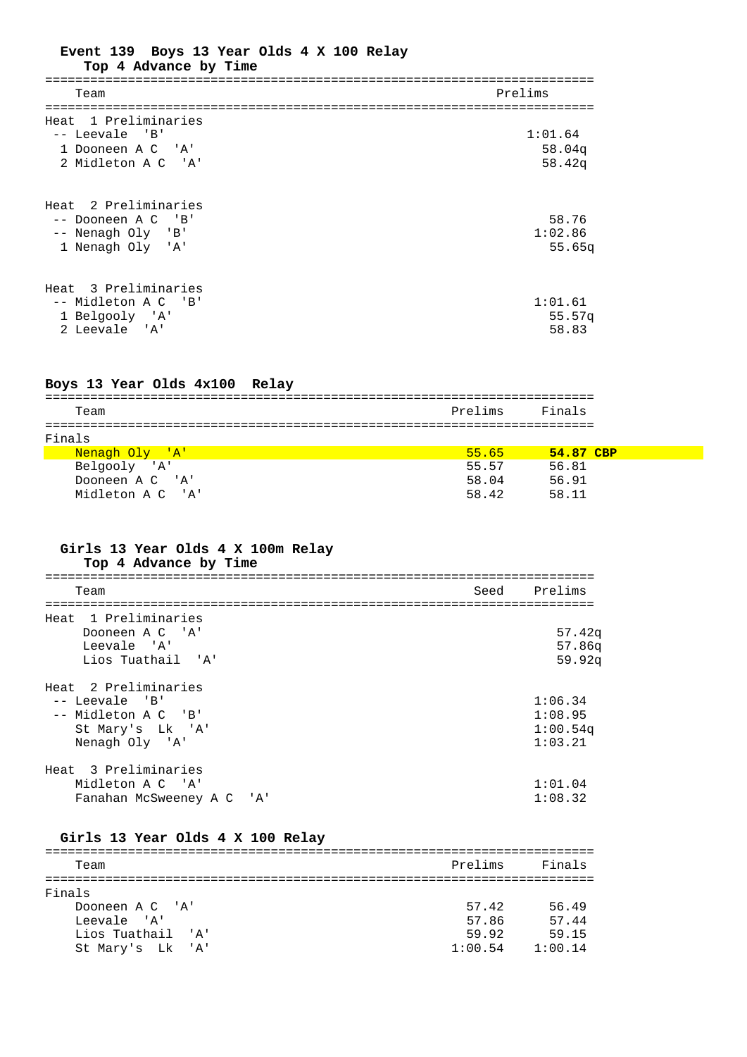### Event 139 Boys 13 Year Olds 4 X 100 Relay

**Top 4 Advance by Time**

| | Team | Prelims |
|---|---|---|
| **Heat 1 Preliminaries** | | |
| -- | Leevale 'B' | 1:01.64 |
| 1 | Dooneen A C 'A' | 58.04q |
| 2 | Midleton A C 'A' | 58.42q |
| **Heat 2 Preliminaries** | | |
| -- | Dooneen A C 'B' | 58.76 |
| -- | Nenagh Oly 'B' | 1:02.86 |
| 1 | Nenagh Oly 'A' | 55.65q |
| **Heat 3 Preliminaries** | | |
| -- | Midleton A C 'B' | 1:01.61 |
| 1 | Belgooly 'A' | 55.57q |
| 2 | Leevale 'A' | 58.83 |

### Boys 13 Year Olds 4x100 Relay

| Team | Prelims | Finals |
|---|---|---|
| **Finals** | | |
| Nenagh Oly 'A' | 55.65 | **54.87 CBP** |
| Belgooly 'A' | 55.57 | 56.81 |
| Dooneen A C 'A' | 58.04 | 56.91 |
| Midleton A C 'A' | 58.42 | 58.11 |

### Girls 13 Year Olds 4 X 100m Relay

**Top 4 Advance by Time**

| | Team | Seed | Prelims |
|---|---|---|---|
| **Heat 1 Preliminaries** | | | |
| | Dooneen A C 'A' | | 57.42q |
| | Leevale 'A' | | 57.86q |
| | Lios Tuathail 'A' | | 59.92q |
| **Heat 2 Preliminaries** | | | |
| -- | Leevale 'B' | | 1:06.34 |
| -- | Midleton A C 'B' | | 1:08.95 |
| | St Mary's Lk 'A' | | 1:00.54q |
| | Nenagh Oly 'A' | | 1:03.21 |
| **Heat 3 Preliminaries** | | | |
| | Midleton A C 'A' | | 1:01.04 |
| | Fanahan McSweeney A C 'A' | | 1:08.32 |

### Girls 13 Year Olds 4 X 100 Relay

| Team | Prelims | Finals |
|---|---|---|
| **Finals** | | |
| Dooneen A C 'A' | 57.42 | 56.49 |
| Leevale 'A' | 57.86 | 57.44 |
| Lios Tuathail 'A' | 59.92 | 59.15 |
| St Mary's Lk 'A' | 1:00.54 | 1:00.14 |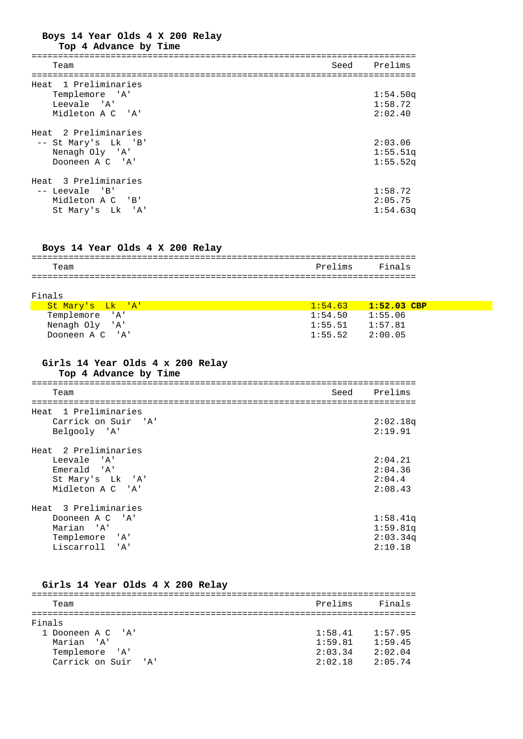## Boys 14 Year Olds 4 X 200 Relay

### Top 4 Advance by Time

| Team | Seed | Prelims |
|---|---|---|
| **Heat 1 Preliminaries** | | |
| Templemore 'A' | | 1:54.50q |
| Leevale 'A' | | 1:58.72 |
| Midleton A C 'A' | | 2:02.40 |
| **Heat 2 Preliminaries** | | |
| -- St Mary's Lk 'B' | | 2:03.06 |
| Nenagh Oly 'A' | | 1:55.51q |
| Dooneen A C 'A' | | 1:55.52q |
| **Heat 3 Preliminaries** | | |
| -- Leevale 'B' | | 1:58.72 |
| Midleton A C 'B' | | 2:05.75 |
| St Mary's Lk 'A' | | 1:54.63q |

## Boys 14 Year Olds 4 X 200 Relay

| Team | Prelims | Finals |
|---|---|---|
| **Finals** | | |
| St Mary's Lk 'A' | 1:54.63 | **1:52.03 CBP** |
| Templemore 'A' | 1:54.50 | 1:55.06 |
| Nenagh Oly 'A' | 1:55.51 | 1:57.81 |
| Dooneen A C 'A' | 1:55.52 | 2:00.05 |

## Girls 14 Year Olds 4 x 200 Relay

### Top 4 Advance by Time

| Team | Seed | Prelims |
|---|---|---|
| **Heat 1 Preliminaries** | | |
| Carrick on Suir 'A' | | 2:02.18q |
| Belgooly 'A' | | 2:19.91 |
| **Heat 2 Preliminaries** | | |
| Leevale 'A' | | 2:04.21 |
| Emerald 'A' | | 2:04.36 |
| St Mary's Lk 'A' | | 2:04.4 |
| Midleton A C 'A' | | 2:08.43 |
| **Heat 3 Preliminaries** | | |
| Dooneen A C 'A' | | 1:58.41q |
| Marian 'A' | | 1:59.81q |
| Templemore 'A' | | 2:03.34q |
| Liscarroll 'A' | | 2:10.18 |

## Girls 14 Year Olds 4 X 200 Relay

| Team | Prelims | Finals |
|---|---|---|
| **Finals** | | |
| 1 Dooneen A C 'A' | 1:58.41 | 1:57.95 |
| Marian 'A' | 1:59.81 | 1:59.45 |
| Templemore 'A' | 2:03.34 | 2:02.04 |
| Carrick on Suir 'A' | 2:02.18 | 2:05.74 |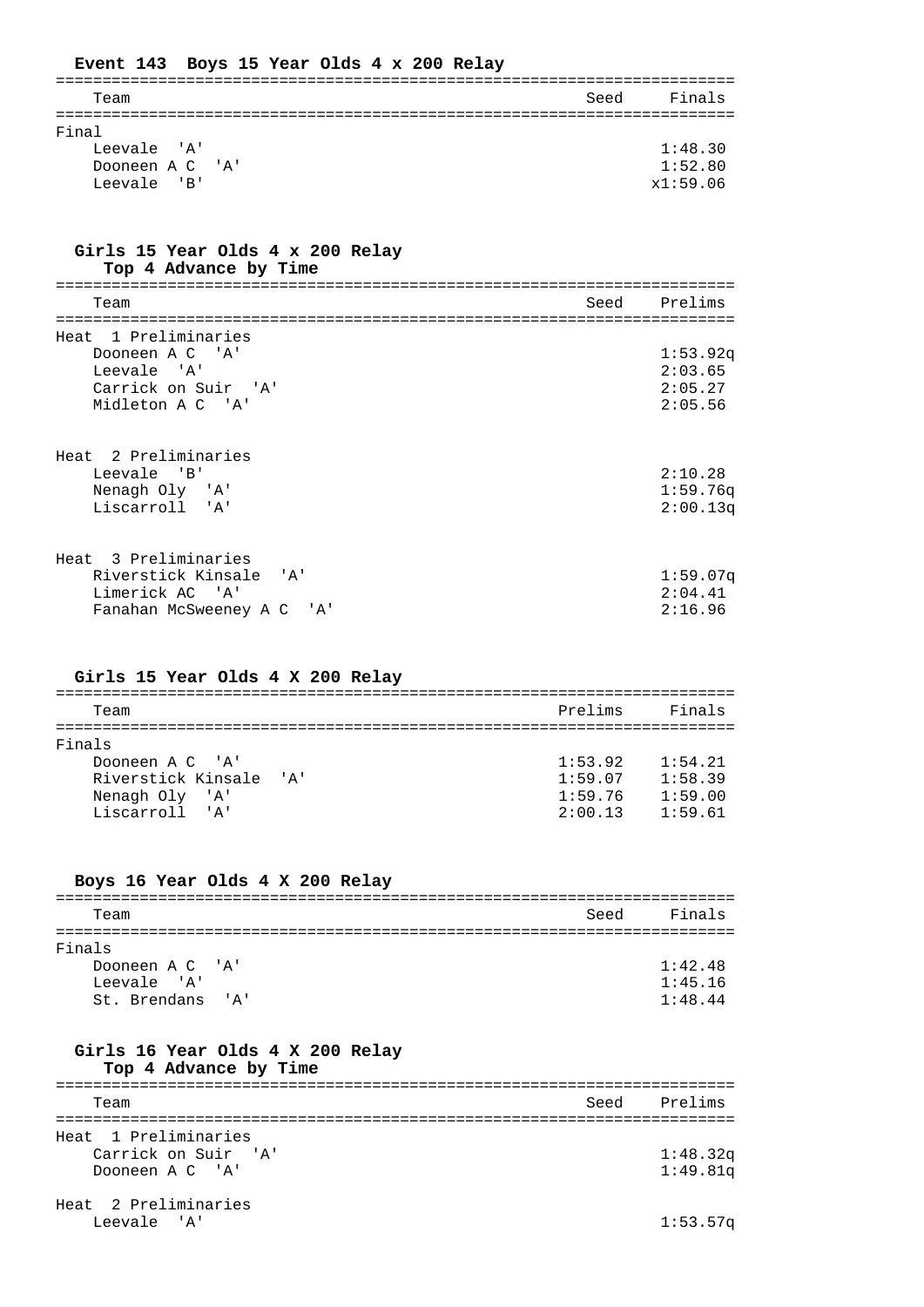### Event 143 Boys 15 Year Olds 4 x 200 Relay

| Team | Seed | Finals |
|---|---|---|
| **Final** | | |
| Leevale 'A' | | 1:48.30 |
| Dooneen A C 'A' | | 1:52.80 |
| Leevale 'B' | | x1:59.06 |

### Girls 15 Year Olds 4 x 200 Relay
**Top 4 Advance by Time**

| Team | Seed | Prelims |
|---|---|---|
| **Heat 1 Preliminaries** | | |
| Dooneen A C 'A' | | 1:53.92q |
| Leevale 'A' | | 2:03.65 |
| Carrick on Suir 'A' | | 2:05.27 |
| Midleton A C 'A' | | 2:05.56 |
| **Heat 2 Preliminaries** | | |
| Leevale 'B' | | 2:10.28 |
| Nenagh Oly 'A' | | 1:59.76q |
| Liscarroll 'A' | | 2:00.13q |
| **Heat 3 Preliminaries** | | |
| Riverstick Kinsale 'A' | | 1:59.07q |
| Limerick AC 'A' | | 2:04.41 |
| Fanahan McSweeney A C 'A' | | 2:16.96 |

### Girls 15 Year Olds 4 X 200 Relay

| Team | Prelims | Finals |
|---|---|---|
| **Finals** | | |
| Dooneen A C 'A' | 1:53.92 | 1:54.21 |
| Riverstick Kinsale 'A' | 1:59.07 | 1:58.39 |
| Nenagh Oly 'A' | 1:59.76 | 1:59.00 |
| Liscarroll 'A' | 2:00.13 | 1:59.61 |

### Boys 16 Year Olds 4 X 200 Relay

| Team | Seed | Finals |
|---|---|---|
| **Finals** | | |
| Dooneen A C 'A' | | 1:42.48 |
| Leevale 'A' | | 1:45.16 |
| St. Brendans 'A' | | 1:48.44 |

### Girls 16 Year Olds 4 X 200 Relay
**Top 4 Advance by Time**

| Team | Seed | Prelims |
|---|---|---|
| **Heat 1 Preliminaries** | | |
| Carrick on Suir 'A' | | 1:48.32q |
| Dooneen A C 'A' | | 1:49.81q |
| **Heat 2 Preliminaries** | | |
| Leevale 'A' | | 1:53.57q |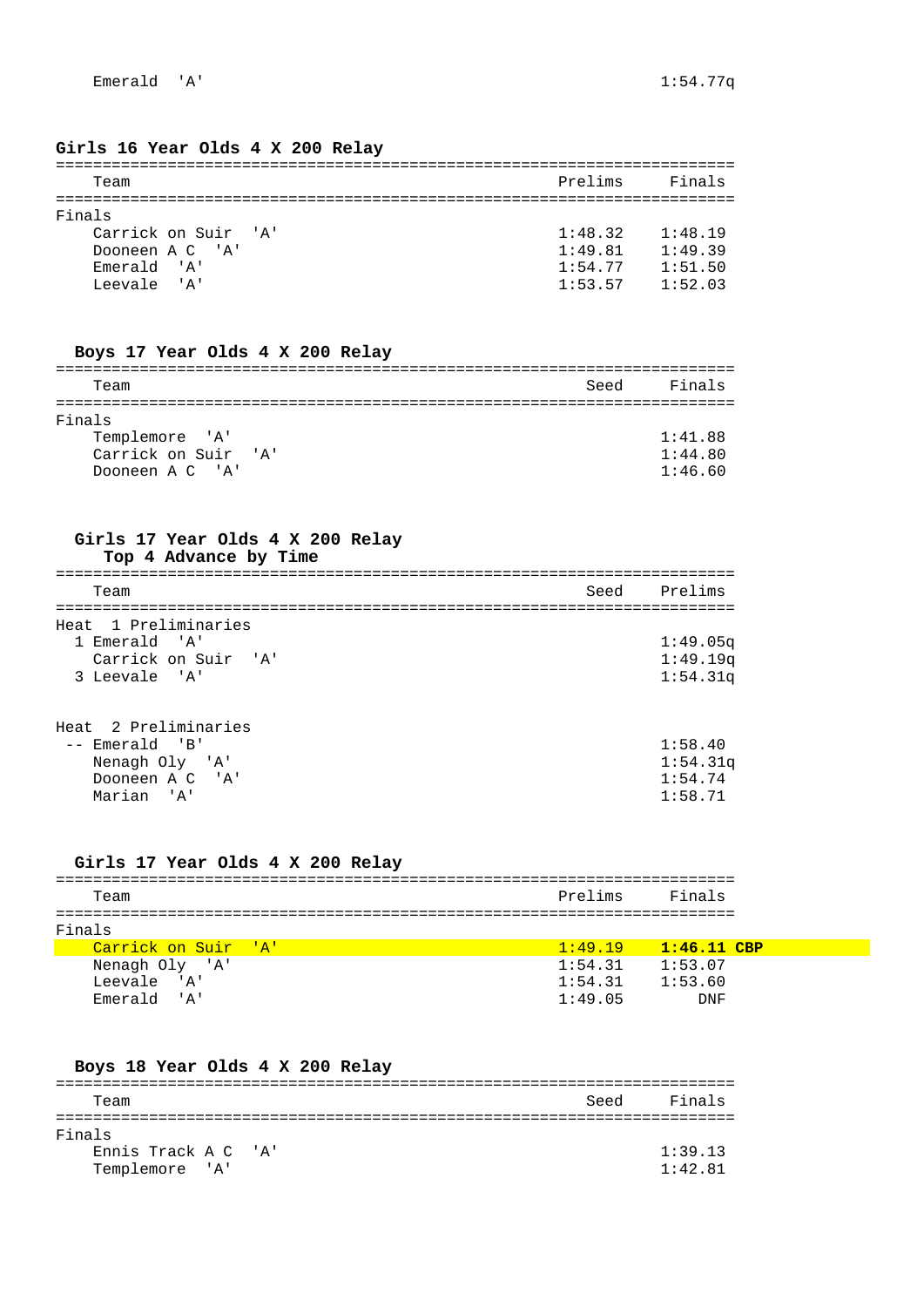| Team | Prelims |
|---|---|
| Emerald 'A' | 1:54.77q |

### Girls 16 Year Olds 4 X 200 Relay

| Team | Prelims | Finals |
|---|---|---|
| **Finals** | | |
| Carrick on Suir 'A' | 1:48.32 | 1:48.19 |
| Dooneen A C 'A' | 1:49.81 | 1:49.39 |
| Emerald 'A' | 1:54.77 | 1:51.50 |
| Leevale 'A' | 1:53.57 | 1:52.03 |

### Boys 17 Year Olds 4 X 200 Relay

| Team | Seed | Finals |
|---|---|---|
| **Finals** | | |
| Templemore 'A' | | 1:41.88 |
| Carrick on Suir 'A' | | 1:44.80 |
| Dooneen A C 'A' | | 1:46.60 |

### Girls 17 Year Olds 4 X 200 Relay

Top 4 Advance by Time

| Team | Seed | Prelims |
|---|---|---|
| **Heat 1 Preliminaries** | | |
| 1 Emerald 'A' | | 1:49.05q |
| Carrick on Suir 'A' | | 1:49.19q |
| 3 Leevale 'A' | | 1:54.31q |
| **Heat 2 Preliminaries** | | |
| -- Emerald 'B' | | 1:58.40 |
| Nenagh Oly 'A' | | 1:54.31q |
| Dooneen A C 'A' | | 1:54.74 |
| Marian 'A' | | 1:58.71 |

### Girls 17 Year Olds 4 X 200 Relay

| Team | Prelims | Finals |
|---|---|---|
| **Finals** | | |
| Carrick on Suir 'A' | 1:49.19 | **1:46.11 CBP** |
| Nenagh Oly 'A' | 1:54.31 | 1:53.07 |
| Leevale 'A' | 1:54.31 | 1:53.60 |
| Emerald 'A' | 1:49.05 | DNF |

### Boys 18 Year Olds 4 X 200 Relay

| Team | Seed | Finals |
|---|---|---|
| **Finals** | | |
| Ennis Track A C 'A' | | 1:39.13 |
| Templemore 'A' | | 1:42.81 |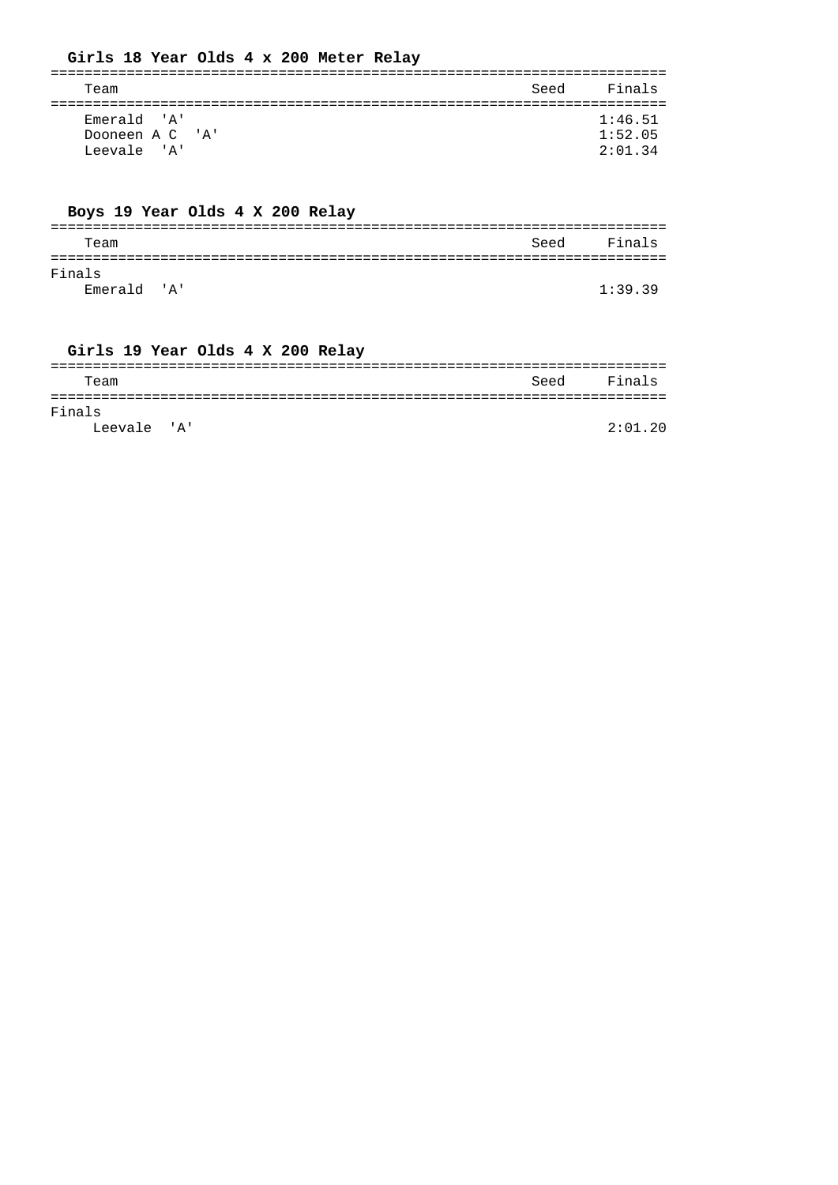### Girls 18 Year Olds 4 x 200 Meter Relay

| Team | Seed | Finals |
|---|---|---|
| Emerald 'A' | | 1:46.51 |
| Dooneen A C 'A' | | 1:52.05 |
| Leevale 'A' | | 2:01.34 |

### Boys 19 Year Olds 4 X 200 Relay

| Team | Seed | Finals |
|---|---|---|
| Finals | | |
| Emerald 'A' | | 1:39.39 |

### Girls 19 Year Olds 4 X 200 Relay

| Team | Seed | Finals |
|---|---|---|
| Finals | | |
| Leevale 'A' | | 2:01.20 |